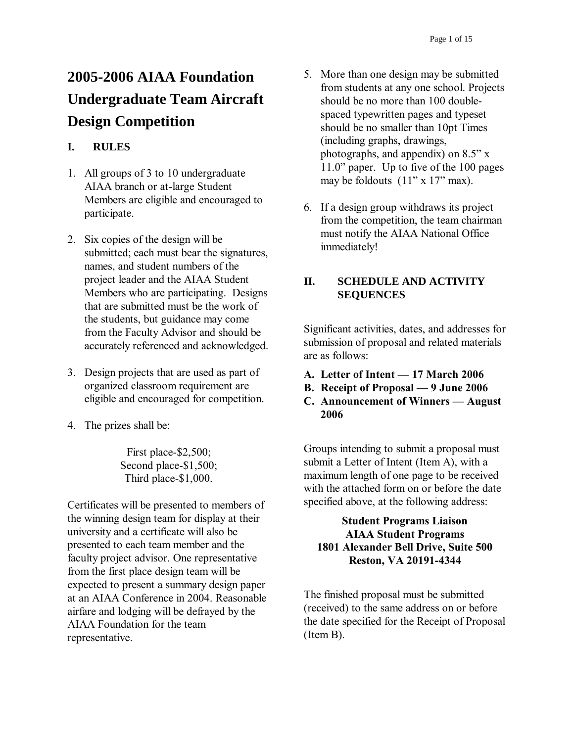# 2005-2006 AIAA Foundation Undergraduate Team Aircraft Design Competition

## I. RULES

1. All groups of 3 to 10 undergraduate AIAA branch or at-large Student Members are eligible and encouraged to participate.

2. Six copies of the design will be submitted; each must bear the signatures, names, and student numbers of the project leader and the AIAA Student Members who are participating. Designs that are submitted must be the work of the students, but guidance may come from the Faculty Advisor and should be accurately referenced and acknowledged.

3. Design projects that are used as part of organized classroom requirement are eligible and encouraged for competition.

4. The prizes shall be:

   First place-$2,500;
   Second place-$1,500;
   Third place-$1,000.

Certificates will be presented to members of the winning design team for display at their university and a certificate will also be presented to each team member and the faculty project advisor. One representative from the first place design team will be expected to present a summary design paper at an AIAA Conference in 2004. Reasonable airfare and lodging will be defrayed by the AIAA Foundation for the team representative.

5. More than one design may be submitted from students at any one school. Projects should be no more than 100 double-spaced typewritten pages and typeset should be no smaller than 10pt Times (including graphs, drawings, photographs, and appendix) on 8.5" x 11.0" paper. Up to five of the 100 pages may be foldouts (11" x 17" max).

6. If a design group withdraws its project from the competition, the team chairman must notify the AIAA National Office immediately!

## II. SCHEDULE AND ACTIVITY SEQUENCES

Significant activities, dates, and addresses for submission of proposal and related materials are as follows:

**A. Letter of Intent — 17 March 2006**
**B. Receipt of Proposal — 9 June 2006**
**C. Announcement of Winners — August 2006**

Groups intending to submit a proposal must submit a Letter of Intent (Item A), with a maximum length of one page to be received with the attached form on or before the date specified above, at the following address:

**Student Programs Liaison**
**AIAA Student Programs**
**1801 Alexander Bell Drive, Suite 500**
**Reston, VA 20191-4344**

The finished proposal must be submitted (received) to the same address on or before the date specified for the Receipt of Proposal (Item B).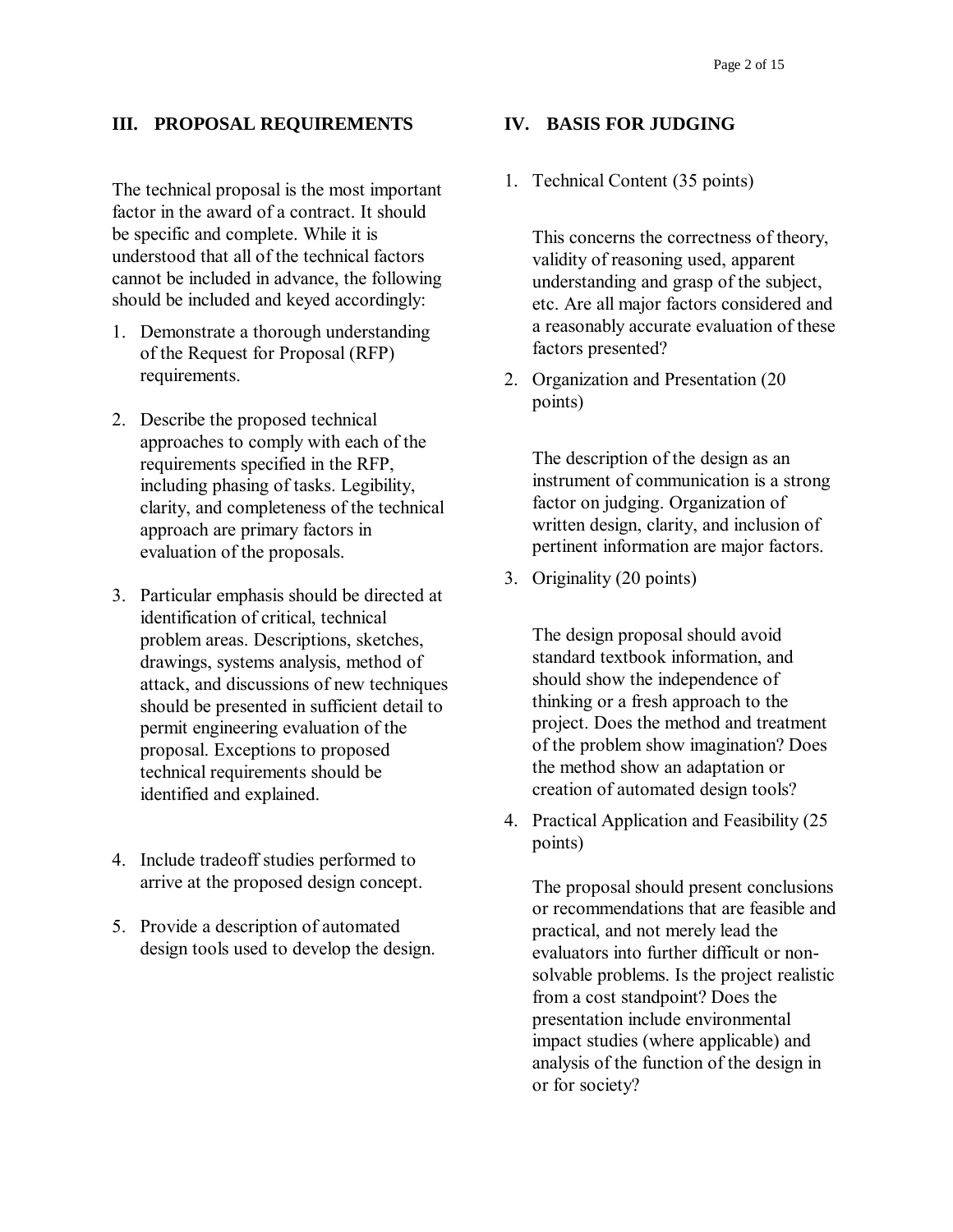## III. PROPOSAL REQUIREMENTS

The technical proposal is the most important factor in the award of a contract. It should be specific and complete. While it is understood that all of the technical factors cannot be included in advance, the following should be included and keyed accordingly:

1. Demonstrate a thorough understanding of the Request for Proposal (RFP) requirements.

2. Describe the proposed technical approaches to comply with each of the requirements specified in the RFP, including phasing of tasks. Legibility, clarity, and completeness of the technical approach are primary factors in evaluation of the proposals.

3. Particular emphasis should be directed at identification of critical, technical problem areas. Descriptions, sketches, drawings, systems analysis, method of attack, and discussions of new techniques should be presented in sufficient detail to permit engineering evaluation of the proposal. Exceptions to proposed technical requirements should be identified and explained.

4. Include tradeoff studies performed to arrive at the proposed design concept.

5. Provide a description of automated design tools used to develop the design.

## IV. BASIS FOR JUDGING

1. Technical Content (35 points)

   This concerns the correctness of theory, validity of reasoning used, apparent understanding and grasp of the subject, etc. Are all major factors considered and a reasonably accurate evaluation of these factors presented?

2. Organization and Presentation (20 points)

   The description of the design as an instrument of communication is a strong factor on judging. Organization of written design, clarity, and inclusion of pertinent information are major factors.

3. Originality (20 points)

   The design proposal should avoid standard textbook information, and should show the independence of thinking or a fresh approach to the project. Does the method and treatment of the problem show imagination? Does the method show an adaptation or creation of automated design tools?

4. Practical Application and Feasibility (25 points)

   The proposal should present conclusions or recommendations that are feasible and practical, and not merely lead the evaluators into further difficult or non-solvable problems. Is the project realistic from a cost standpoint? Does the presentation include environmental impact studies (where applicable) and analysis of the function of the design in or for society?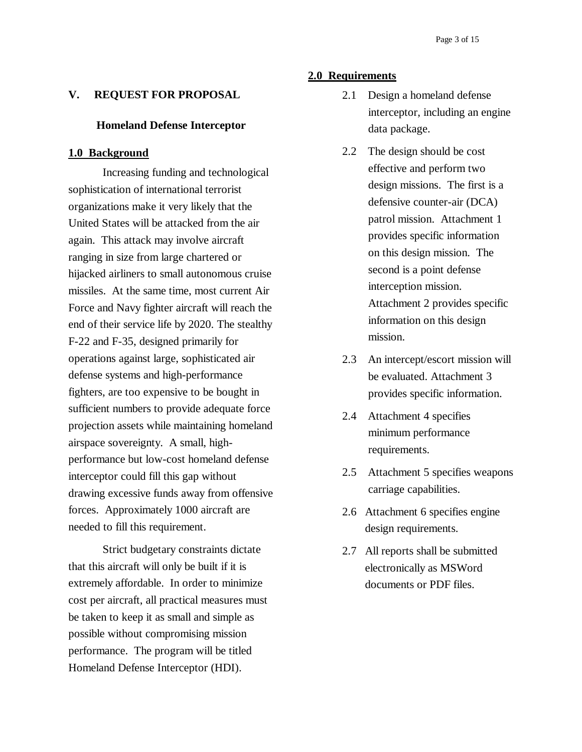## V. REQUEST FOR PROPOSAL

### Homeland Defense Interceptor

**1.0 Background**

Increasing funding and technological sophistication of international terrorist organizations make it very likely that the United States will be attacked from the air again. This attack may involve aircraft ranging in size from large chartered or hijacked airliners to small autonomous cruise missiles. At the same time, most current Air Force and Navy fighter aircraft will reach the end of their service life by 2020. The stealthy F-22 and F-35, designed primarily for operations against large, sophisticated air defense systems and high-performance fighters, are too expensive to be bought in sufficient numbers to provide adequate force projection assets while maintaining homeland airspace sovereignty. A small, high-performance but low-cost homeland defense interceptor could fill this gap without drawing excessive funds away from offensive forces. Approximately 1000 aircraft are needed to fill this requirement.

Strict budgetary constraints dictate that this aircraft will only be built if it is extremely affordable. In order to minimize cost per aircraft, all practical measures must be taken to keep it as small and simple as possible without compromising mission performance. The program will be titled Homeland Defense Interceptor (HDI).

**2.0 Requirements**

2.1 Design a homeland defense interceptor, including an engine data package.

2.2 The design should be cost effective and perform two design missions. The first is a defensive counter-air (DCA) patrol mission. Attachment 1 provides specific information on this design mission. The second is a point defense interception mission. Attachment 2 provides specific information on this design mission.

2.3 An intercept/escort mission will be evaluated. Attachment 3 provides specific information.

2.4 Attachment 4 specifies minimum performance requirements.

2.5 Attachment 5 specifies weapons carriage capabilities.

2.6 Attachment 6 specifies engine design requirements.

2.7 All reports shall be submitted electronically as MSWord documents or PDF files.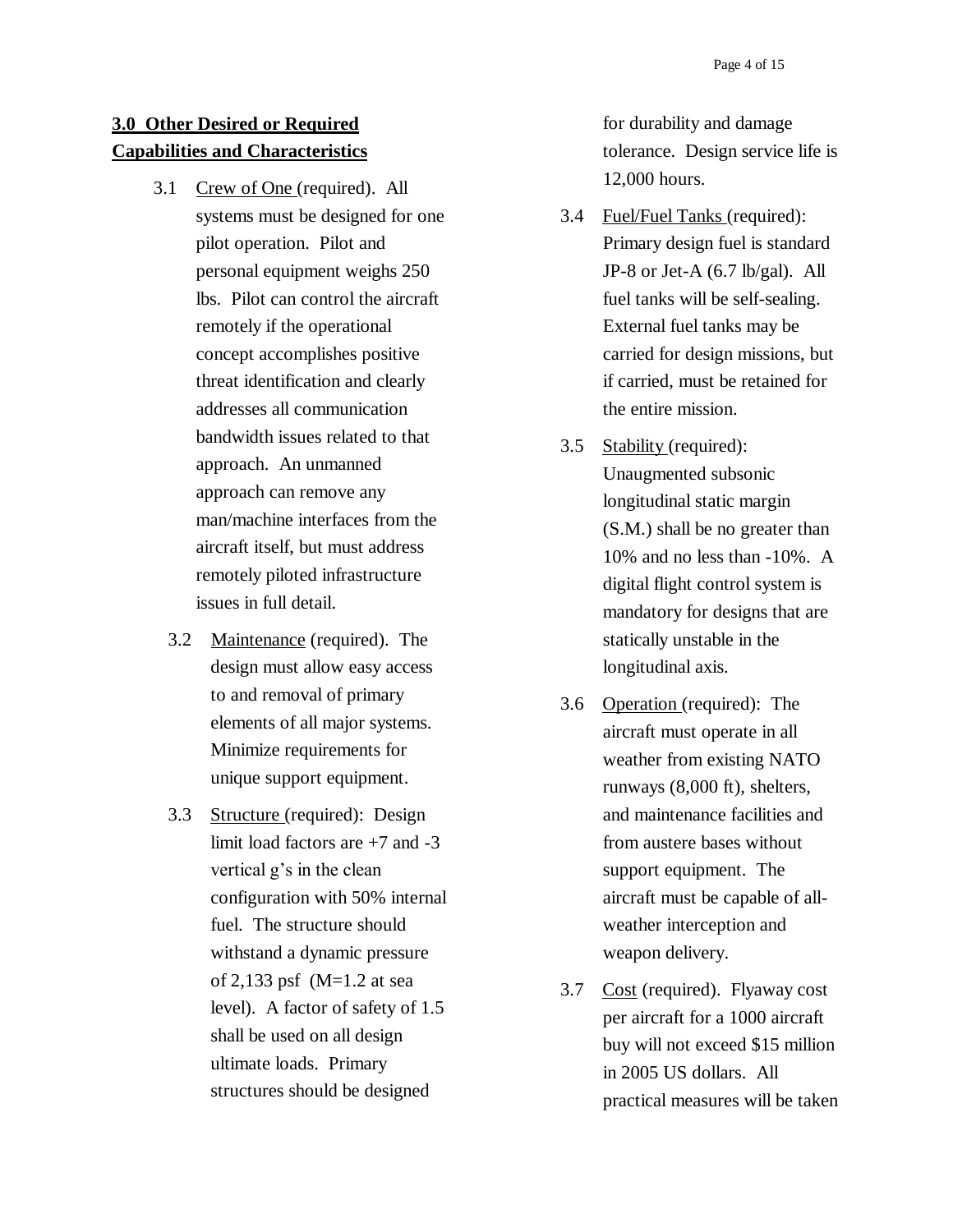## 3.0 Other Desired or Required Capabilities and Characteristics

3.1 Crew of One (required). All systems must be designed for one pilot operation. Pilot and personal equipment weighs 250 lbs. Pilot can control the aircraft remotely if the operational concept accomplishes positive threat identification and clearly addresses all communication bandwidth issues related to that approach. An unmanned approach can remove any man/machine interfaces from the aircraft itself, but must address remotely piloted infrastructure issues in full detail.

3.2 Maintenance (required). The design must allow easy access to and removal of primary elements of all major systems. Minimize requirements for unique support equipment.

3.3 Structure (required): Design limit load factors are +7 and -3 vertical g's in the clean configuration with 50% internal fuel. The structure should withstand a dynamic pressure of 2,133 psf (M=1.2 at sea level). A factor of safety of 1.5 shall be used on all design ultimate loads. Primary structures should be designed for durability and damage tolerance. Design service life is 12,000 hours.

3.4 Fuel/Fuel Tanks (required): Primary design fuel is standard JP-8 or Jet-A (6.7 lb/gal). All fuel tanks will be self-sealing. External fuel tanks may be carried for design missions, but if carried, must be retained for the entire mission.

3.5 Stability (required): Unaugmented subsonic longitudinal static margin (S.M.) shall be no greater than 10% and no less than -10%. A digital flight control system is mandatory for designs that are statically unstable in the longitudinal axis.

3.6 Operation (required): The aircraft must operate in all weather from existing NATO runways (8,000 ft), shelters, and maintenance facilities and from austere bases without support equipment. The aircraft must be capable of all-weather interception and weapon delivery.

3.7 Cost (required). Flyaway cost per aircraft for a 1000 aircraft buy will not exceed $15 million in 2005 US dollars. All practical measures will be taken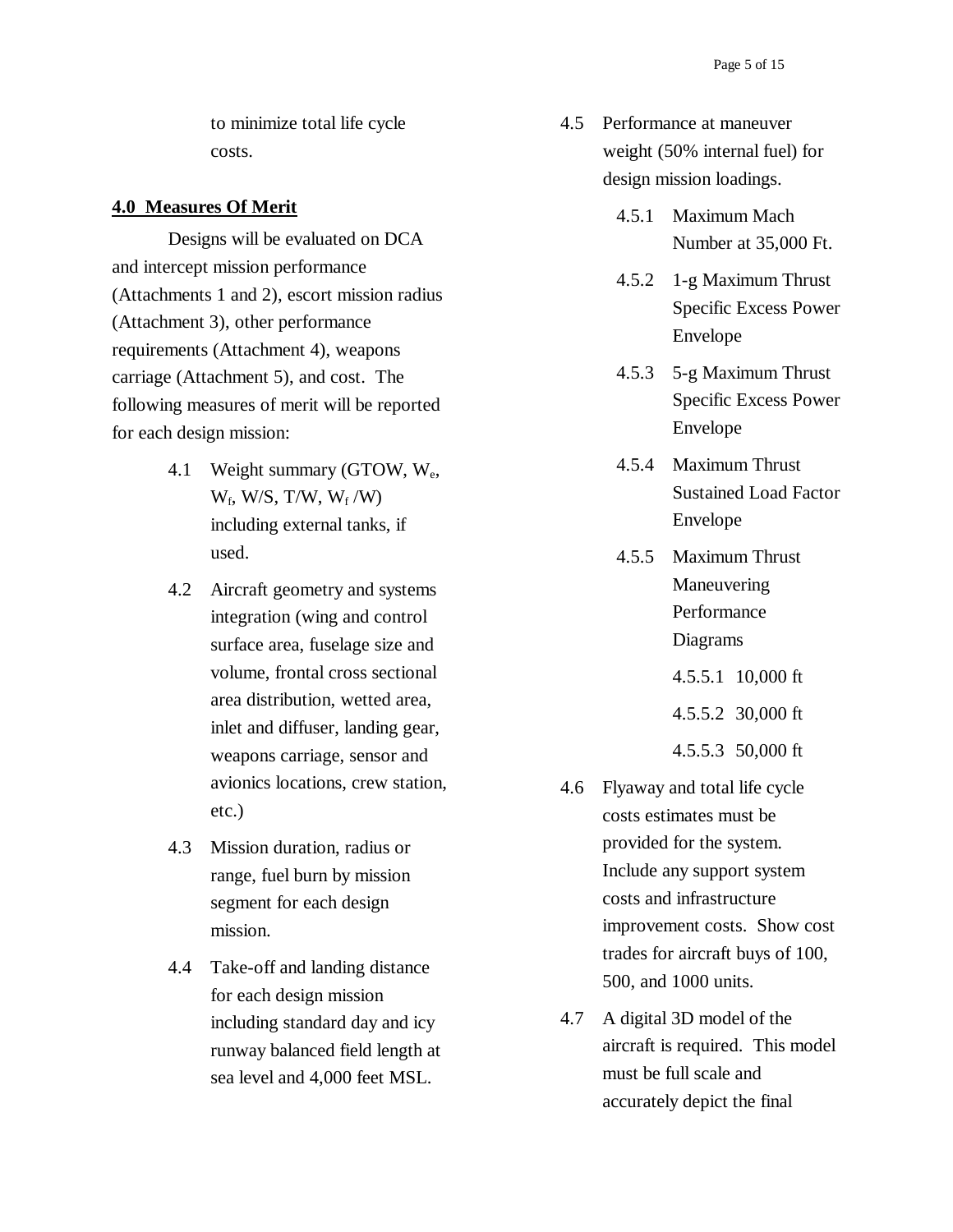to minimize total life cycle costs.

## 4.0 Measures Of Merit

Designs will be evaluated on DCA and intercept mission performance (Attachments 1 and 2), escort mission radius (Attachment 3), other performance requirements (Attachment 4), weapons carriage (Attachment 5), and cost. The following measures of merit will be reported for each design mission:

4.1 Weight summary (GTOW, $W_e$, $W_f$, W/S, T/W, $W_f$ /W) including external tanks, if used.

4.2 Aircraft geometry and systems integration (wing and control surface area, fuselage size and volume, frontal cross sectional area distribution, wetted area, inlet and diffuser, landing gear, weapons carriage, sensor and avionics locations, crew station, etc.)

4.3 Mission duration, radius or range, fuel burn by mission segment for each design mission.

4.4 Take-off and landing distance for each design mission including standard day and icy runway balanced field length at sea level and 4,000 feet MSL.

4.5 Performance at maneuver weight (50% internal fuel) for design mission loadings.

- 4.5.1 Maximum Mach Number at 35,000 Ft.
- 4.5.2 1-g Maximum Thrust Specific Excess Power Envelope
- 4.5.3 5-g Maximum Thrust Specific Excess Power Envelope
- 4.5.4 Maximum Thrust Sustained Load Factor Envelope
- 4.5.5 Maximum Thrust Maneuvering Performance Diagrams
  - 4.5.5.1 10,000 ft
  - 4.5.5.2 30,000 ft
  - 4.5.5.3 50,000 ft

4.6 Flyaway and total life cycle costs estimates must be provided for the system. Include any support system costs and infrastructure improvement costs. Show cost trades for aircraft buys of 100, 500, and 1000 units.

4.7 A digital 3D model of the aircraft is required. This model must be full scale and accurately depict the final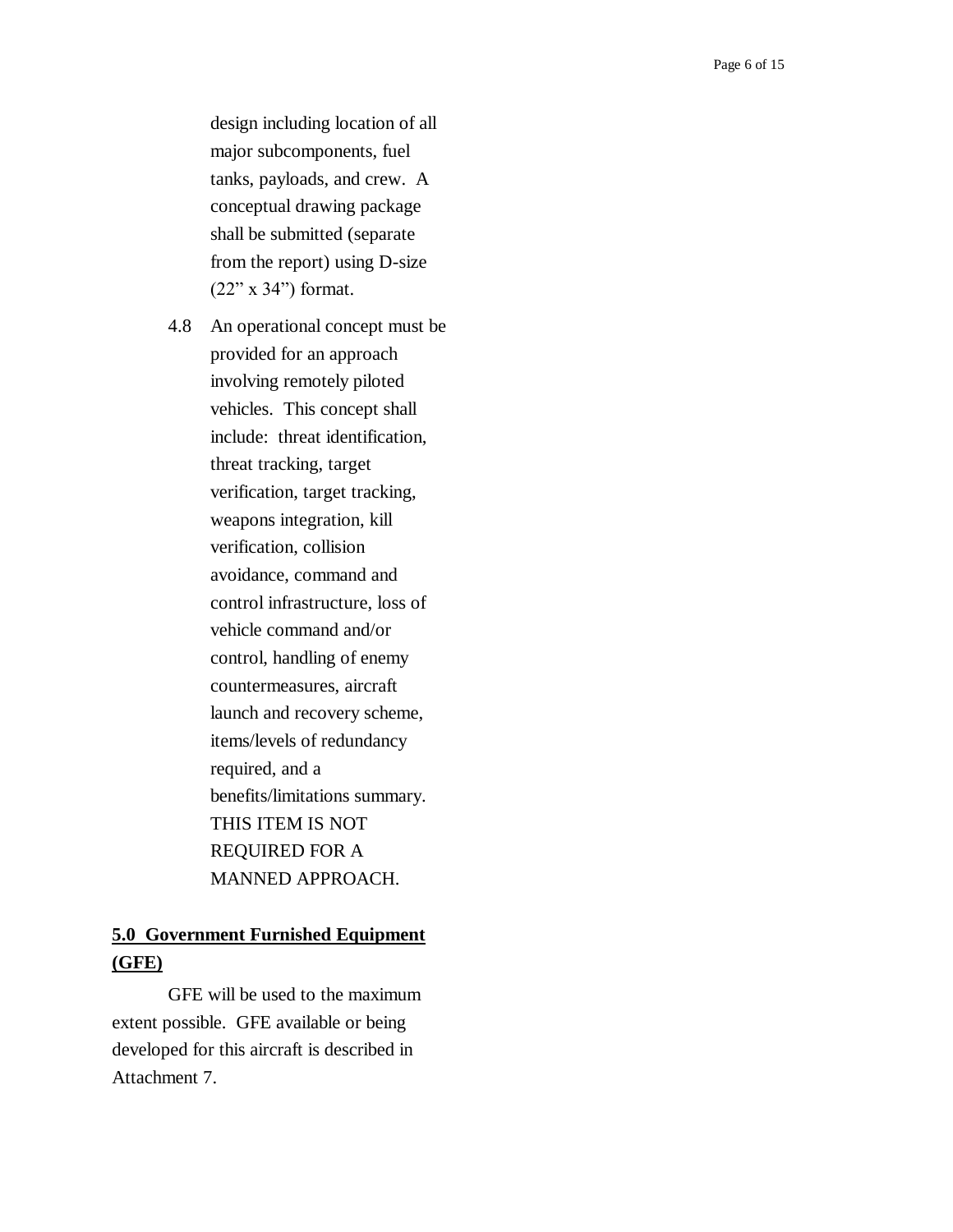design including location of all major subcomponents, fuel tanks, payloads, and crew. A conceptual drawing package shall be submitted (separate from the report) using D-size (22" x 34") format.

4.8 An operational concept must be provided for an approach involving remotely piloted vehicles. This concept shall include: threat identification, threat tracking, target verification, target tracking, weapons integration, kill verification, collision avoidance, command and control infrastructure, loss of vehicle command and/or control, handling of enemy countermeasures, aircraft launch and recovery scheme, items/levels of redundancy required, and a benefits/limitations summary. THIS ITEM IS NOT REQUIRED FOR A MANNED APPROACH.

## **5.0 Government Furnished Equipment (GFE)**

GFE will be used to the maximum extent possible. GFE available or being developed for this aircraft is described in Attachment 7.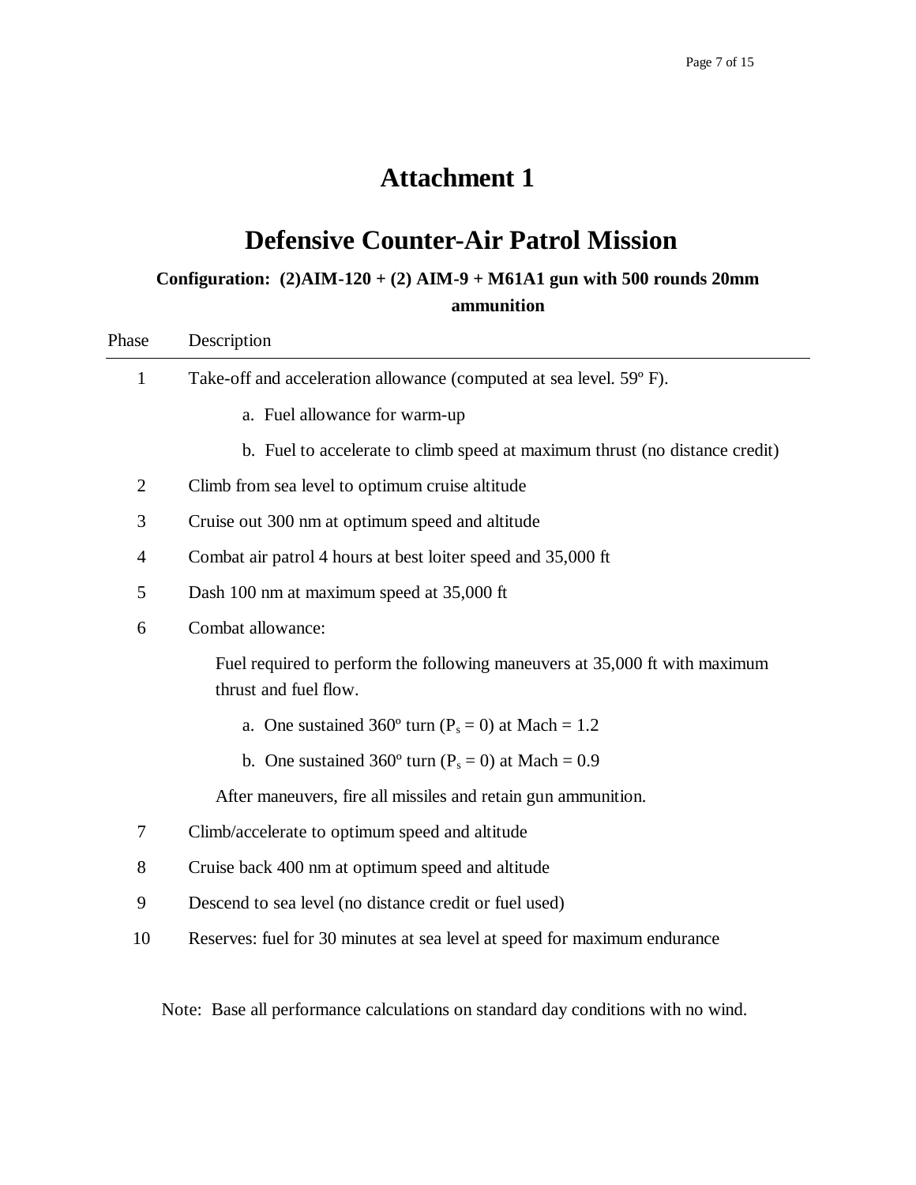# Attachment 1

# Defensive Counter-Air Patrol Mission

**Configuration: (2)AIM-120 + (2) AIM-9 + M61A1 gun with 500 rounds 20mm ammunition**

| Phase | Description |
|---|---|
| 1 | Take-off and acceleration allowance (computed at sea level. 59º F).<br>a. Fuel allowance for warm-up<br>b. Fuel to accelerate to climb speed at maximum thrust (no distance credit) |
| 2 | Climb from sea level to optimum cruise altitude |
| 3 | Cruise out 300 nm at optimum speed and altitude |
| 4 | Combat air patrol 4 hours at best loiter speed and 35,000 ft |
| 5 | Dash 100 nm at maximum speed at 35,000 ft |
| 6 | Combat allowance:<br>Fuel required to perform the following maneuvers at 35,000 ft with maximum thrust and fuel flow.<br>a. One sustained 360º turn ($P_s = 0$) at Mach = 1.2<br>b. One sustained 360º turn ($P_s = 0$) at Mach = 0.9<br>After maneuvers, fire all missiles and retain gun ammunition. |
| 7 | Climb/accelerate to optimum speed and altitude |
| 8 | Cruise back 400 nm at optimum speed and altitude |
| 9 | Descend to sea level (no distance credit or fuel used) |
| 10 | Reserves: fuel for 30 minutes at sea level at speed for maximum endurance |

Note: Base all performance calculations on standard day conditions with no wind.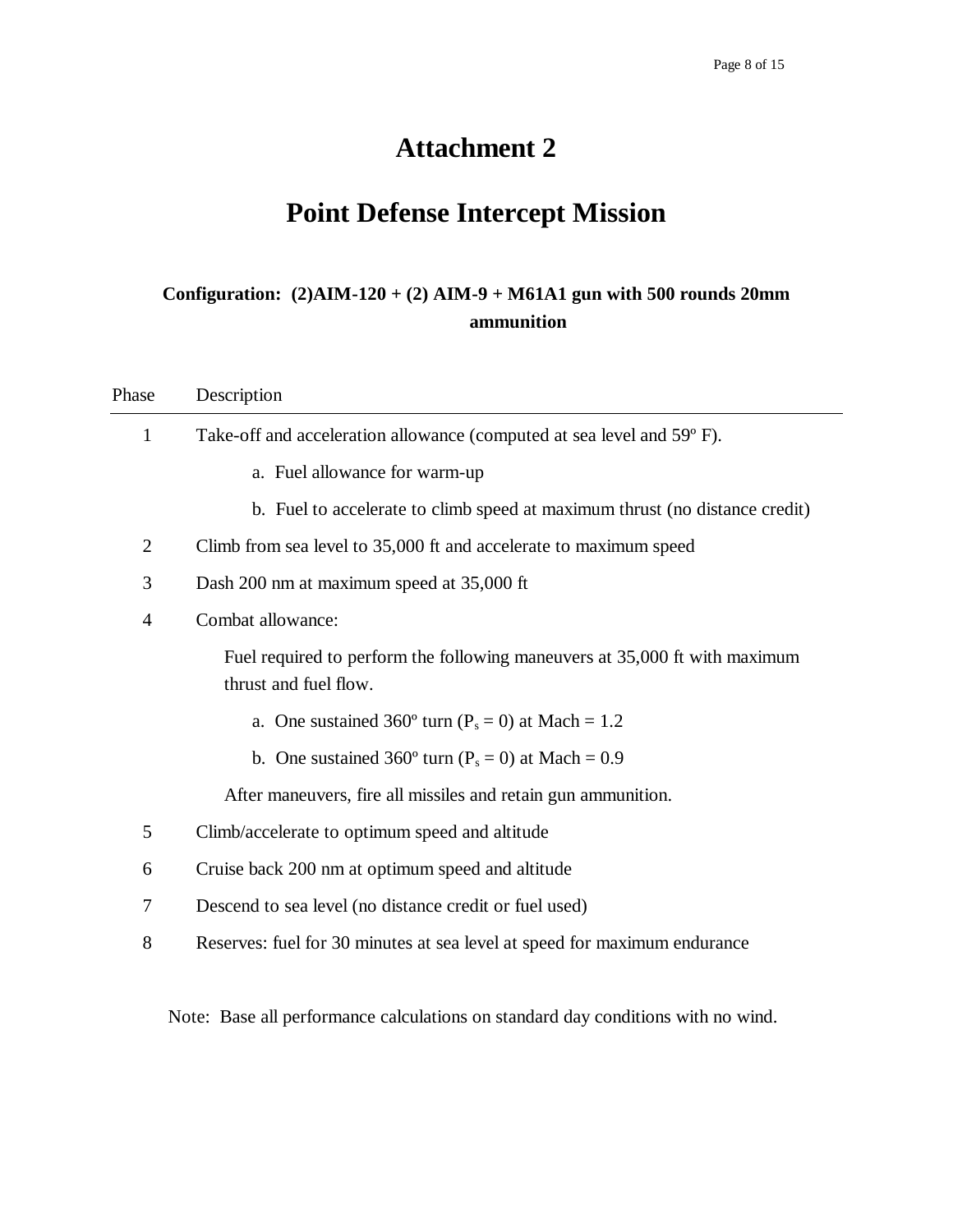# Attachment 2

# Point Defense Intercept Mission

**Configuration: (2)AIM-120 + (2) AIM-9 + M61A1 gun with 500 rounds 20mm ammunition**

| Phase | Description |
|---|---|
| 1 | Take-off and acceleration allowance (computed at sea level and 59º F). |
| | a. Fuel allowance for warm-up |
| | b. Fuel to accelerate to climb speed at maximum thrust (no distance credit) |
| 2 | Climb from sea level to 35,000 ft and accelerate to maximum speed |
| 3 | Dash 200 nm at maximum speed at 35,000 ft |
| 4 | Combat allowance: |
| | Fuel required to perform the following maneuvers at 35,000 ft with maximum thrust and fuel flow. |
| | a. One sustained 360º turn ($P_s = 0$) at Mach = 1.2 |
| | b. One sustained 360º turn ($P_s = 0$) at Mach = 0.9 |
| | After maneuvers, fire all missiles and retain gun ammunition. |
| 5 | Climb/accelerate to optimum speed and altitude |
| 6 | Cruise back 200 nm at optimum speed and altitude |
| 7 | Descend to sea level (no distance credit or fuel used) |
| 8 | Reserves: fuel for 30 minutes at sea level at speed for maximum endurance |

Note: Base all performance calculations on standard day conditions with no wind.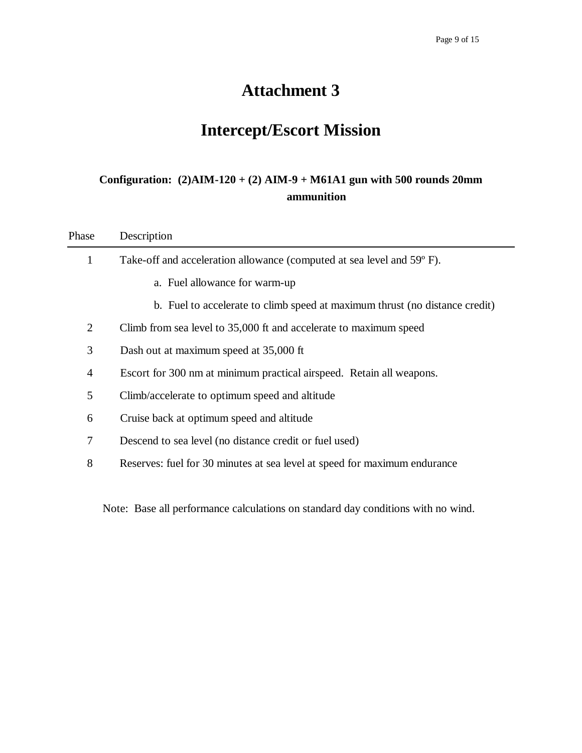# Attachment 3

# Intercept/Escort Mission

**Configuration: (2)AIM-120 + (2) AIM-9 + M61A1 gun with 500 rounds 20mm ammunition**

| Phase | Description |
|---|---|
| 1 | Take-off and acceleration allowance (computed at sea level and 59º F). |
| | a. Fuel allowance for warm-up |
| | b. Fuel to accelerate to climb speed at maximum thrust (no distance credit) |
| 2 | Climb from sea level to 35,000 ft and accelerate to maximum speed |
| 3 | Dash out at maximum speed at 35,000 ft |
| 4 | Escort for 300 nm at minimum practical airspeed. Retain all weapons. |
| 5 | Climb/accelerate to optimum speed and altitude |
| 6 | Cruise back at optimum speed and altitude |
| 7 | Descend to sea level (no distance credit or fuel used) |
| 8 | Reserves: fuel for 30 minutes at sea level at speed for maximum endurance |

Note: Base all performance calculations on standard day conditions with no wind.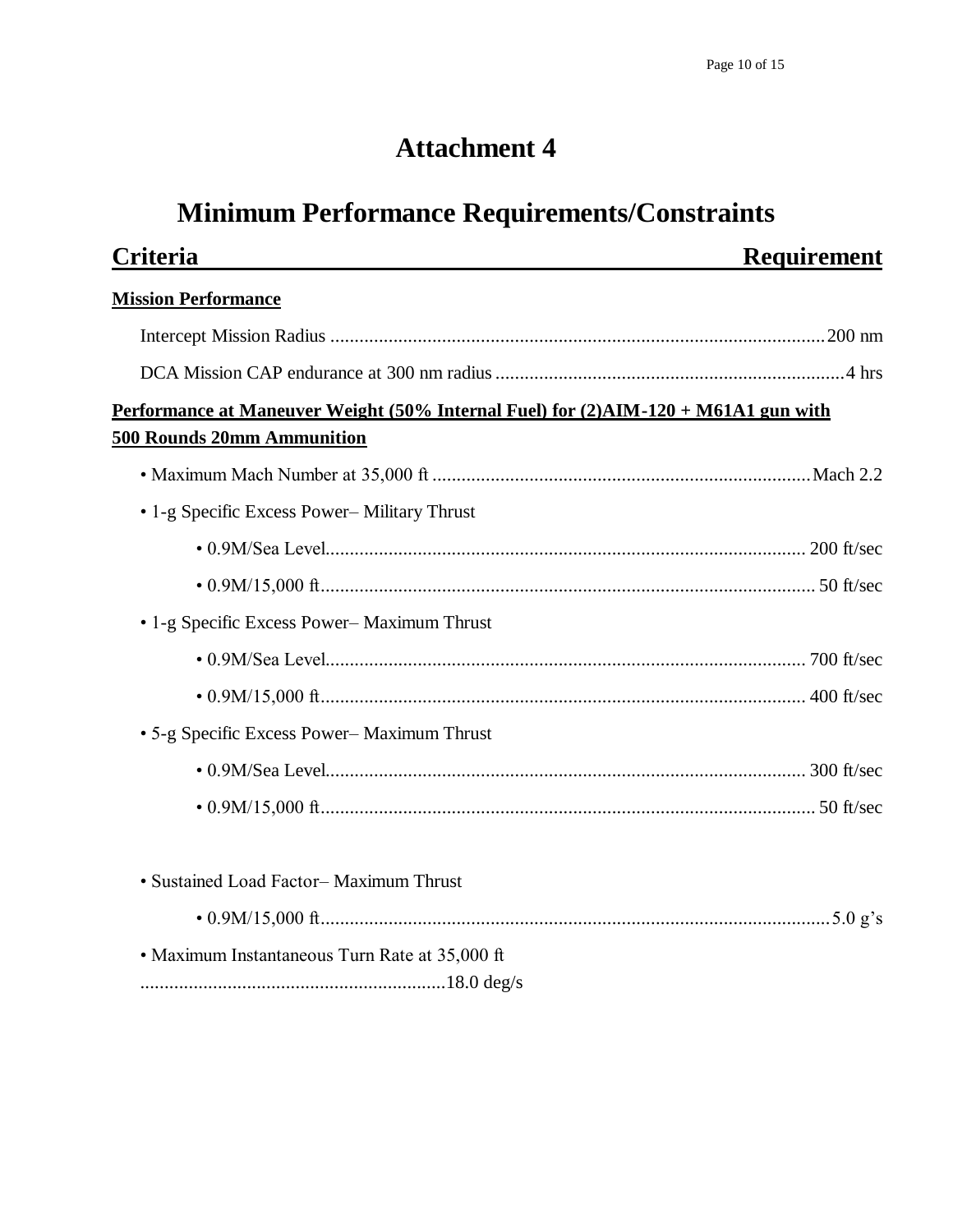# Attachment 4

# Minimum Performance Requirements/Constraints

| Criteria | Requirement |
| --- | --- |
| **Mission Performance** | |
| Intercept Mission Radius | 200 nm |
| DCA Mission CAP endurance at 300 nm radius | 4 hrs |
| **Performance at Maneuver Weight (50% Internal Fuel) for (2)AIM-120 + M61A1 gun with 500 Rounds 20mm Ammunition** | |
| • Maximum Mach Number at 35,000 ft | Mach 2.2 |
| • 1-g Specific Excess Power– Military Thrust | |
| • 0.9M/Sea Level | 200 ft/sec |
| • 0.9M/15,000 ft | 50 ft/sec |
| • 1-g Specific Excess Power– Maximum Thrust | |
| • 0.9M/Sea Level | 700 ft/sec |
| • 0.9M/15,000 ft | 400 ft/sec |
| • 5-g Specific Excess Power– Maximum Thrust | |
| • 0.9M/Sea Level | 300 ft/sec |
| • 0.9M/15,000 ft | 50 ft/sec |
| • Sustained Load Factor– Maximum Thrust | |
| • 0.9M/15,000 ft | 5.0 g's |
| • Maximum Instantaneous Turn Rate at 35,000 ft | 18.0 deg/s |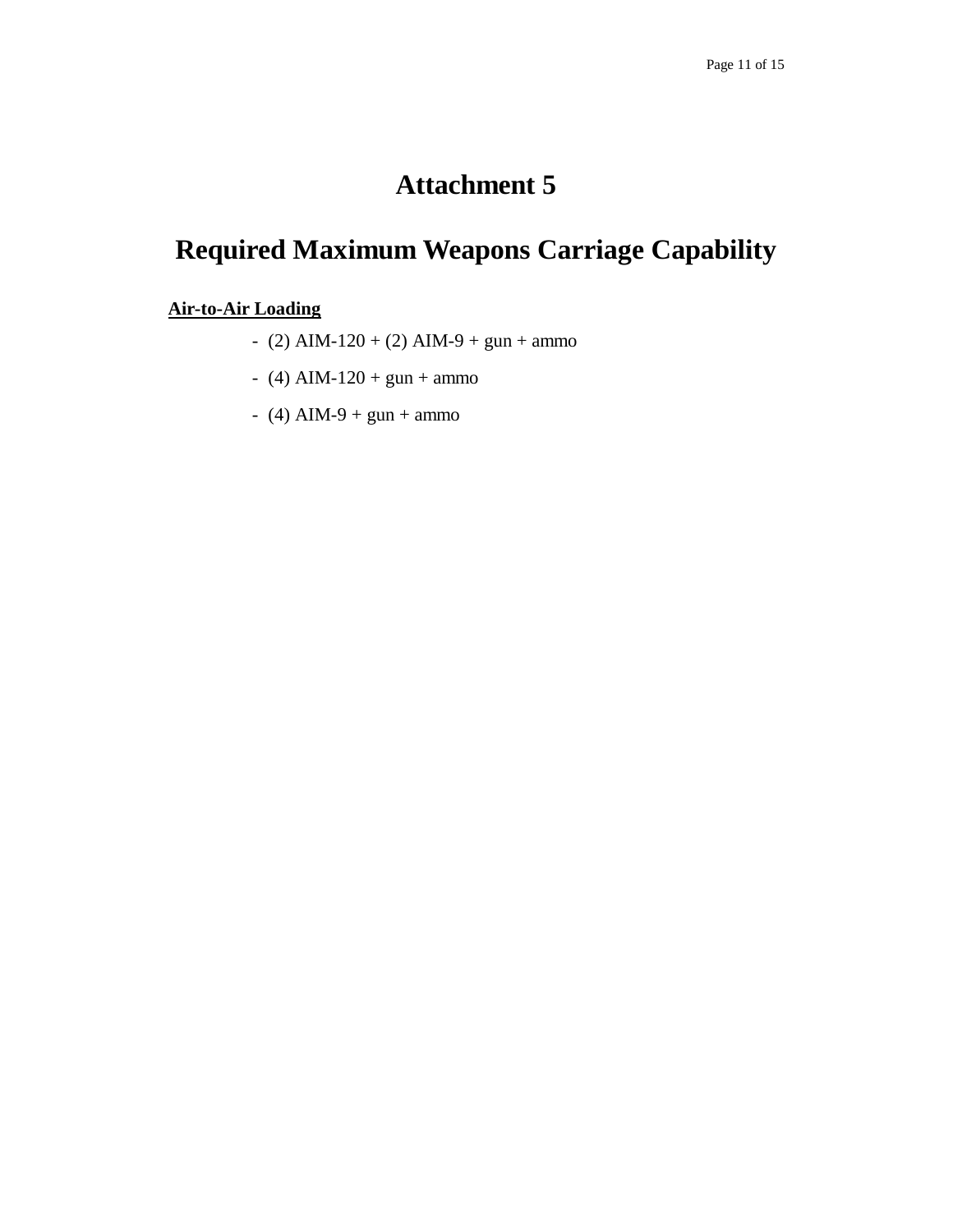# Attachment 5

# Required Maximum Weapons Carriage Capability

**<u>Air-to-Air Loading</u>**

- (2) AIM-120 + (2) AIM-9 + gun + ammo
- (4) AIM-120 + gun + ammo
- (4) AIM-9 + gun + ammo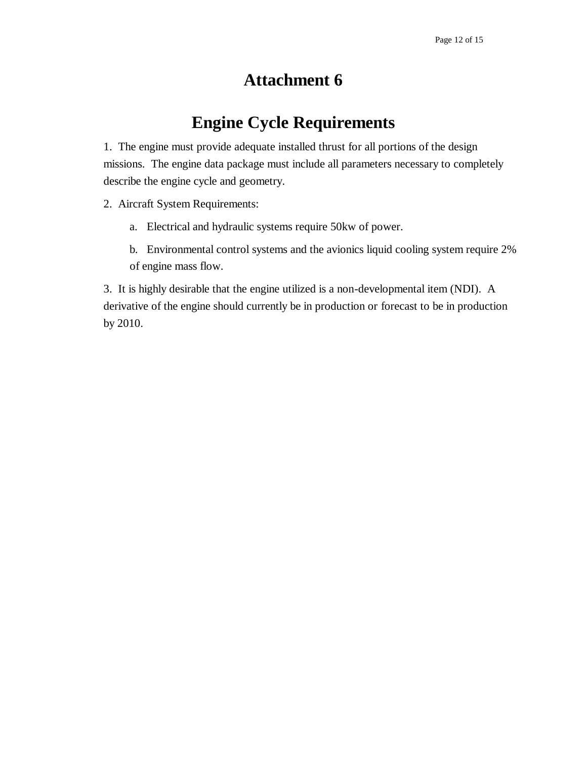# Attachment 6

# Engine Cycle Requirements

1. The engine must provide adequate installed thrust for all portions of the design missions. The engine data package must include all parameters necessary to completely describe the engine cycle and geometry.

2. Aircraft System Requirements:

   a. Electrical and hydraulic systems require 50kw of power.

   b. Environmental control systems and the avionics liquid cooling system require 2% of engine mass flow.

3. It is highly desirable that the engine utilized is a non-developmental item (NDI). A derivative of the engine should currently be in production or forecast to be in production by 2010.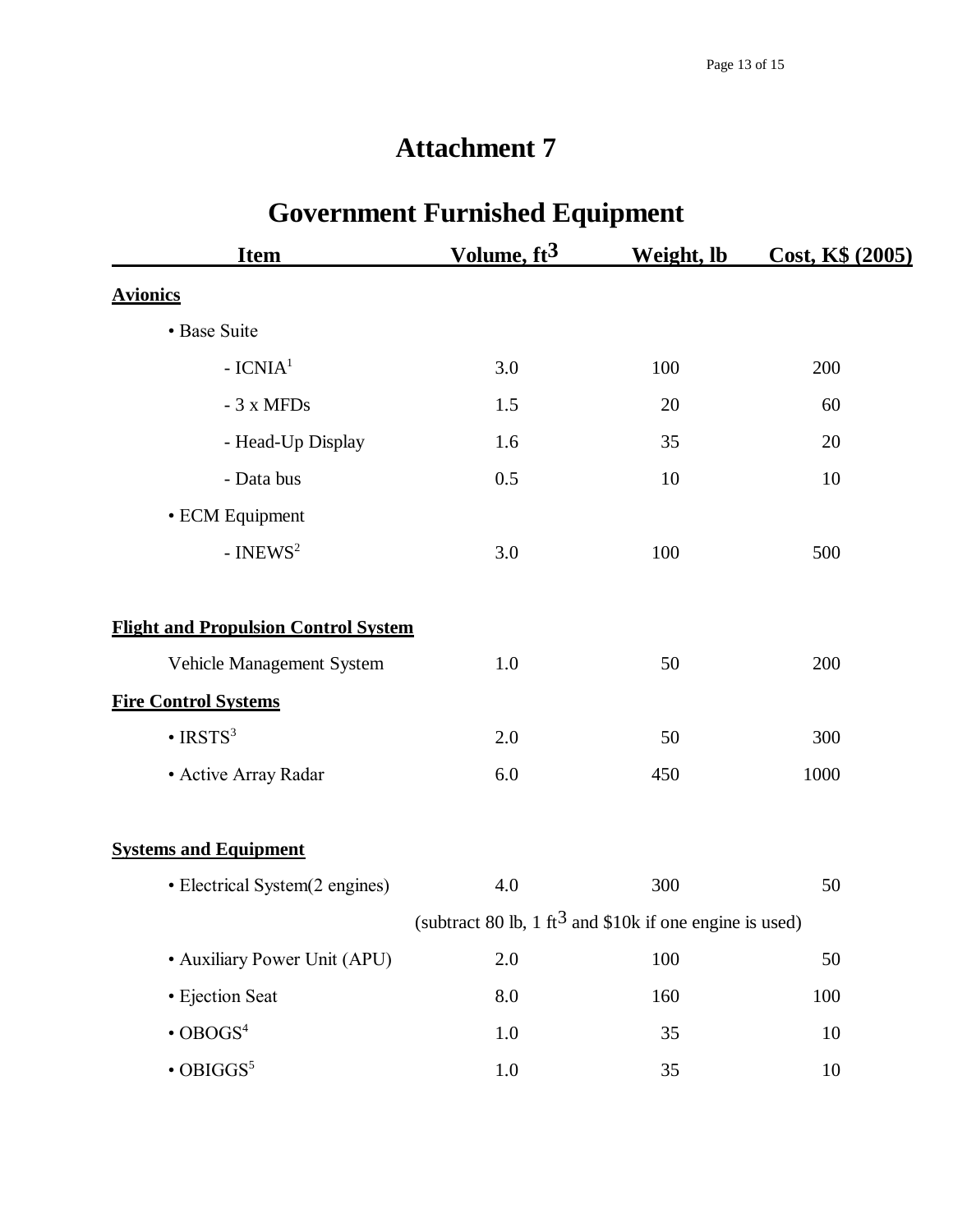# Attachment 7

## Government Furnished Equipment

| Item | Volume, $ft^3$ | Weight, lb | Cost, K$ (2005) |
|---|---|---|---|
| **Avionics** | | | |
| • Base Suite | | | |
| - ICNIA[1] | 3.0 | 100 | 200 |
| - 3 x MFDs | 1.5 | 20 | 60 |
| - Head-Up Display | 1.6 | 35 | 20 |
| - Data bus | 0.5 | 10 | 10 |
| • ECM Equipment | | | |
| - INEWS[2] | 3.0 | 100 | 500 |
| **Flight and Propulsion Control System** | | | |
| Vehicle Management System | 1.0 | 50 | 200 |
| **Fire Control Systems** | | | |
| • IRSTS[3] | 2.0 | 50 | 300 |
| • Active Array Radar | 6.0 | 450 | 1000 |
| **Systems and Equipment** | | | |
| • Electrical System(2 engines) | 4.0 | 300 | 50 |
| | (subtract 80 lb, 1 $ft^3$ and $10k if one engine is used) | | |
| • Auxiliary Power Unit (APU) | 2.0 | 100 | 50 |
| • Ejection Seat | 8.0 | 160 | 100 |
| • OBOGS[4] | 1.0 | 35 | 10 |
| • OBIGGS[5] | 1.0 | 35 | 10 |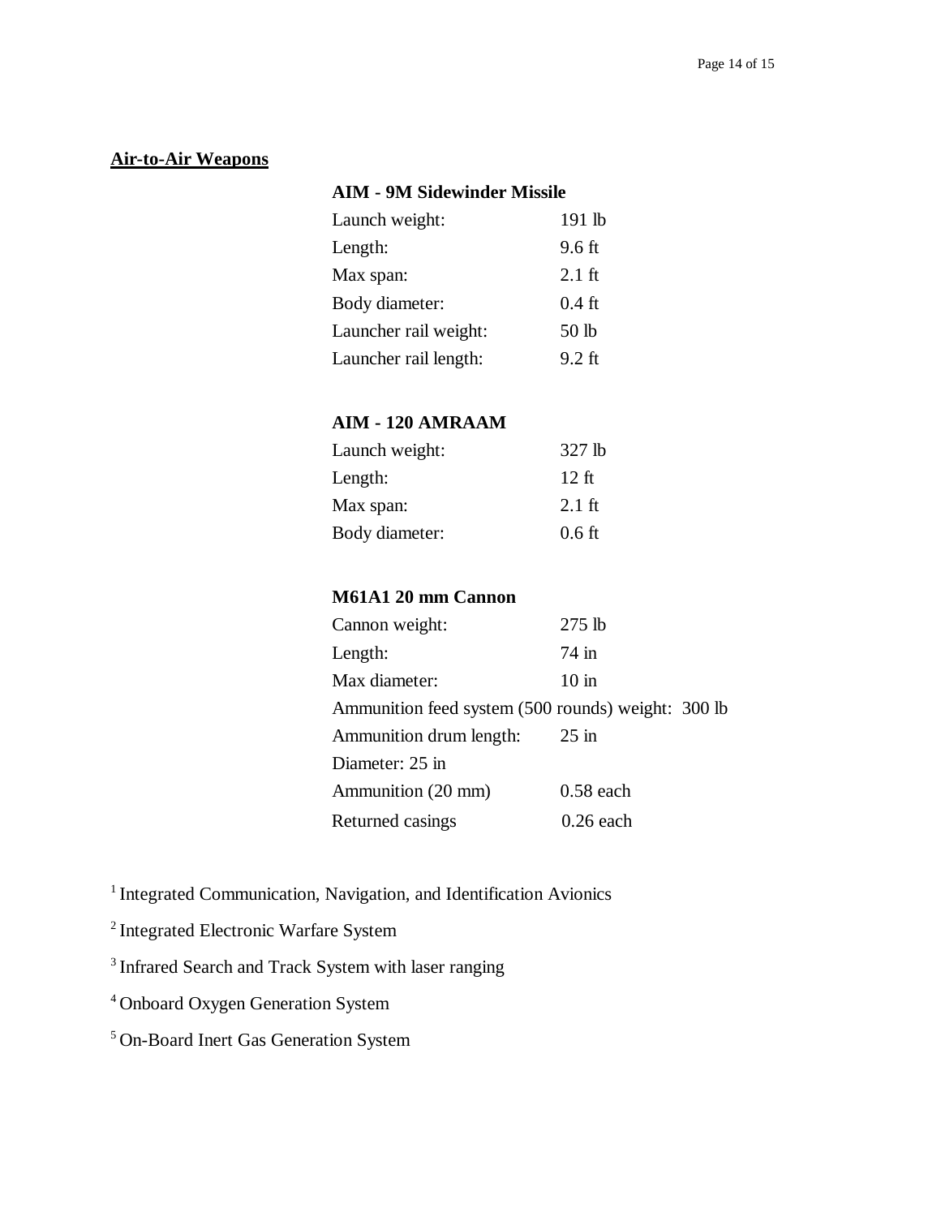## Air-to-Air Weapons

### AIM - 9M Sidewinder Missile

| | |
|---|---|
| Launch weight: | 191 lb |
| Length: | 9.6 ft |
| Max span: | 2.1 ft |
| Body diameter: | 0.4 ft |
| Launcher rail weight: | 50 lb |
| Launcher rail length: | 9.2 ft |

### AIM - 120 AMRAAM

| | |
|---|---|
| Launch weight: | 327 lb |
| Length: | 12 ft |
| Max span: | 2.1 ft |
| Body diameter: | 0.6 ft |

### M61A1 20 mm Cannon

| | |
|---|---|
| Cannon weight: | 275 lb |
| Length: | 74 in |
| Max diameter: | 10 in |
| Ammunition feed system (500 rounds) weight: | 300 lb |
| Ammunition drum length: | 25 in |
| Diameter: 25 in | |
| Ammunition (20 mm) | 0.58 each |
| Returned casings | 0.26 each |

[1] Integrated Communication, Navigation, and Identification Avionics

[2] Integrated Electronic Warfare System

[3] Infrared Search and Track System with laser ranging

[4] Onboard Oxygen Generation System

[5] On-Board Inert Gas Generation System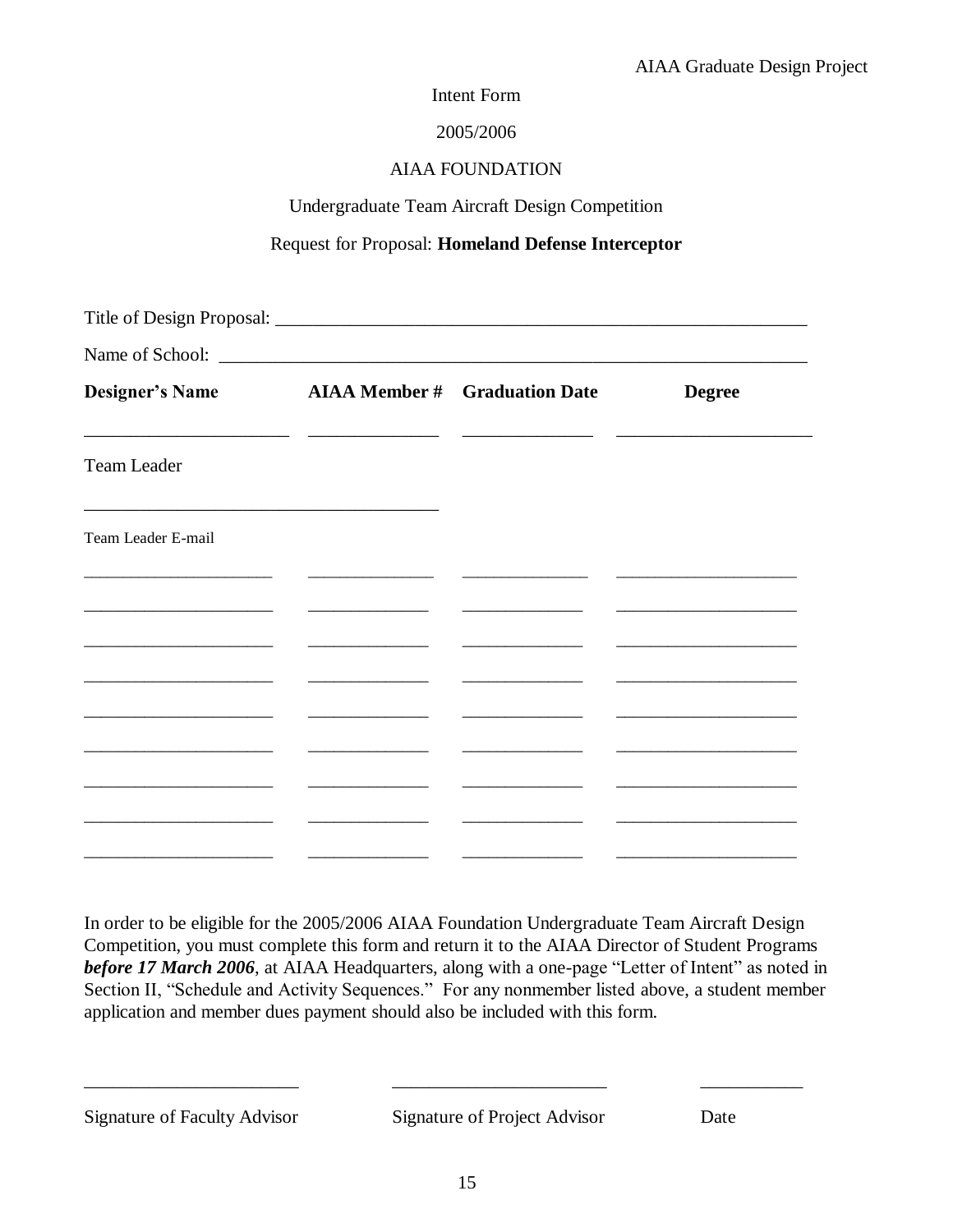Intent Form

2005/2006

AIAA FOUNDATION

Undergraduate Team Aircraft Design Competition

Request for Proposal: **Homeland Defense Interceptor**

Title of Design Proposal: ___________________________________________________________

Name of School: ________________________________________________________________

| **Designer's Name** | **AIAA Member #** | **Graduation Date** | **Degree** |
|---|---|---|---|
| ______________________ | ______________ | ______________ | _____________________ |

Team Leader

_____________________________________

Team Leader E-mail

| | | | |
|---|---|---|---|
| ____________________ | _____________ | _____________ | ___________________ |
| ____________________ | _____________ | _____________ | ___________________ |
| ____________________ | _____________ | _____________ | ___________________ |
| ____________________ | _____________ | _____________ | ___________________ |
| ____________________ | _____________ | _____________ | ___________________ |
| ____________________ | _____________ | _____________ | ___________________ |
| ____________________ | _____________ | _____________ | ___________________ |
| ____________________ | _____________ | _____________ | ___________________ |
| ____________________ | _____________ | _____________ | ___________________ |

In order to be eligible for the 2005/2006 AIAA Foundation Undergraduate Team Aircraft Design Competition, you must complete this form and return it to the AIAA Director of Student Programs ***before 17 March 2006***, at AIAA Headquarters, along with a one-page "Letter of Intent" as noted in Section II, "Schedule and Activity Sequences." For any nonmember listed above, a student member application and member dues payment should also be included with this form.

_______________________ _______________________ ___________

Signature of Faculty Advisor Signature of Project Advisor Date